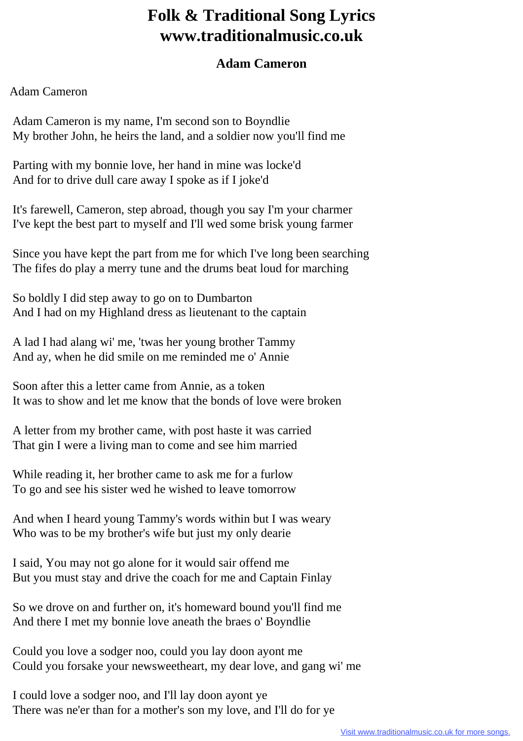# Folk & Traditional Song Lyrics
# www.traditionalmusic.co.uk

### Adam Cameron

Adam Cameron

Adam Cameron is my name, I'm second son to Boyndlie
My brother John, he heirs the land, and a soldier now you'll find me

Parting with my bonnie love, her hand in mine was locke'd
And for to drive dull care away I spoke as if I joke'd

It's farewell, Cameron, step abroad, though you say I'm your charmer
I've kept the best part to myself and I'll wed some brisk young farmer

Since you have kept the part from me for which I've long been searching
The fifes do play a merry tune and the drums beat loud for marching

So boldly I did step away to go on to Dumbarton
And I had on my Highland dress as lieutenant to the captain

A lad I had alang wi' me, 'twas her young brother Tammy
And ay, when he did smile on me reminded me o' Annie

Soon after this a letter came from Annie, as a token
It was to show and let me know that the bonds of love were broken

A letter from my brother came, with post haste it was carried
That gin I were a living man to come and see him married

While reading it, her brother came to ask me for a furlow
To go and see his sister wed he wished to leave tomorrow

And when I heard young Tammy's words within but I was weary
Who was to be my brother's wife but just my only dearie

I said, You may not go alone for it would sair offend me
But you must stay and drive the coach for me and Captain Finlay

So we drove on and further on, it's homeward bound you'll find me
And there I met my bonnie love aneath the braes o' Boyndlie

Could you love a sodger noo, could you lay doon ayont me
Could you forsake your newsweetheart, my dear love, and gang wi' me

I could love a sodger noo, and I'll lay doon ayont ye
There was ne'er than for a mother's son my love, and I'll do for ye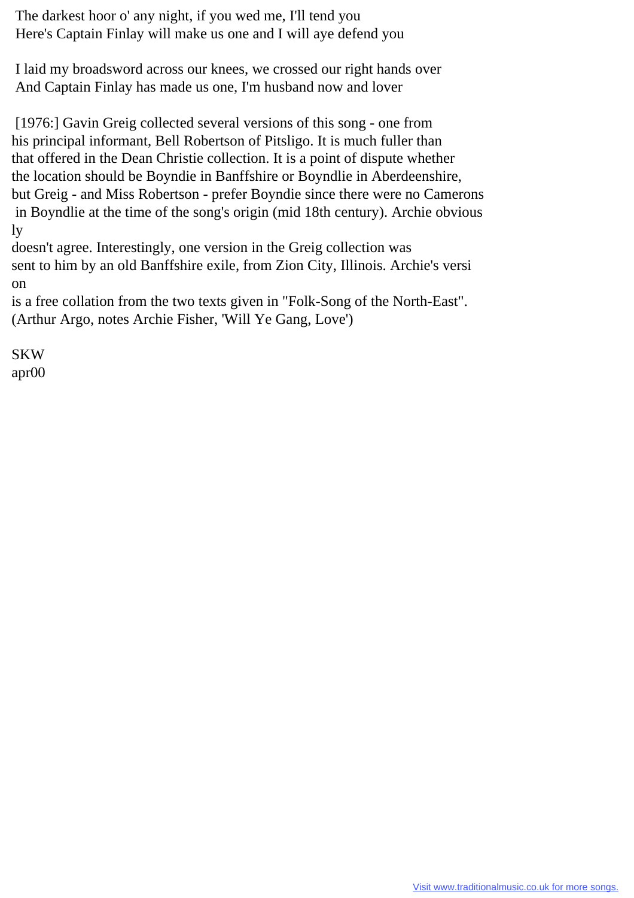The darkest hoor o' any night, if you wed me, I'll tend you
Here's Captain Finlay will make us one and I will aye defend you

I laid my broadsword across our knees, we crossed our right hands over
And Captain Finlay has made us one, I'm husband now and lover

[1976:] Gavin Greig collected several versions of this song - one from his principal informant, Bell Robertson of Pitsligo. It is much fuller than that offered in the Dean Christie collection. It is a point of dispute whether the location should be Boyndie in Banffshire or Boyndlie in Aberdeenshire, but Greig - and Miss Robertson - prefer Boyndie since there were no Camerons in Boyndlie at the time of the song's origin (mid 18th century). Archie obviously doesn't agree. Interestingly, one version in the Greig collection was sent to him by an old Banffshire exile, from Zion City, Illinois. Archie's version is a free collation from the two texts given in "Folk-Song of the North-East". (Arthur Argo, notes Archie Fisher, 'Will Ye Gang, Love')

SKW
apr00